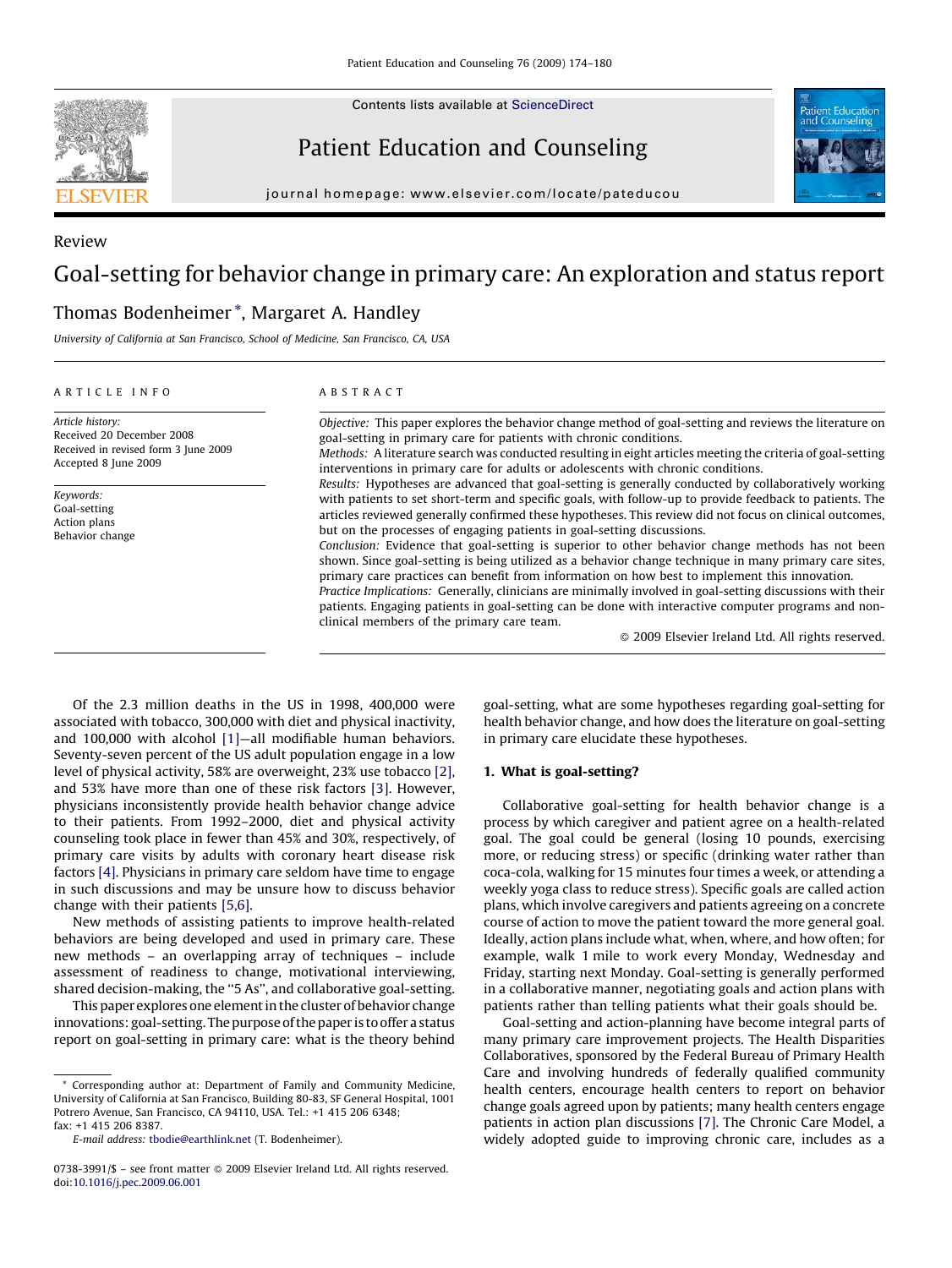Review

# Goal-setting for behavior change in primary care: An exploration and status report

Thomas Bodenheimer *, Margaret A. Handley

*University of California at San Francisco, School of Medicine, San Francisco, CA, USA*

ARTICLE INFO

*Article history:*
Received 20 December 2008
Received in revised form 3 June 2009
Accepted 8 June 2009

*Keywords:*
Goal-setting
Action plans
Behavior change

ABSTRACT

*Objective:* This paper explores the behavior change method of goal-setting and reviews the literature on goal-setting in primary care for patients with chronic conditions.

*Methods:* A literature search was conducted resulting in eight articles meeting the criteria of goal-setting interventions in primary care for adults or adolescents with chronic conditions.

*Results:* Hypotheses are advanced that goal-setting is generally conducted by collaboratively working with patients to set short-term and specific goals, with follow-up to provide feedback to patients. The articles reviewed generally confirmed these hypotheses. This review did not focus on clinical outcomes, but on the processes of engaging patients in goal-setting discussions.

*Conclusion:* Evidence that goal-setting is superior to other behavior change methods has not been shown. Since goal-setting is being utilized as a behavior change technique in many primary care sites, primary care practices can benefit from information on how best to implement this innovation.

*Practice Implications:* Generally, clinicians are minimally involved in goal-setting discussions with their patients. Engaging patients in goal-setting can be done with interactive computer programs and non-clinical members of the primary care team.

© 2009 Elsevier Ireland Ltd. All rights reserved.

Of the 2.3 million deaths in the US in 1998, 400,000 were associated with tobacco, 300,000 with diet and physical inactivity, and 100,000 with alcohol [1]—all modifiable human behaviors. Seventy-seven percent of the US adult population engage in a low level of physical activity, 58% are overweight, 23% use tobacco [2], and 53% have more than one of these risk factors [3]. However, physicians inconsistently provide health behavior change advice to their patients. From 1992–2000, diet and physical activity counseling took place in fewer than 45% and 30%, respectively, of primary care visits by adults with coronary heart disease risk factors [4]. Physicians in primary care seldom have time to engage in such discussions and may be unsure how to discuss behavior change with their patients [5,6].

New methods of assisting patients to improve health-related behaviors are being developed and used in primary care. These new methods – an overlapping array of techniques – include assessment of readiness to change, motivational interviewing, shared decision-making, the "5 As", and collaborative goal-setting.

This paper explores one element in the cluster of behavior change innovations: goal-setting. The purpose of the paper is to offer a status report on goal-setting in primary care: what is the theory behind goal-setting, what are some hypotheses regarding goal-setting for health behavior change, and how does the literature on goal-setting in primary care elucidate these hypotheses.

## 1. What is goal-setting?

Collaborative goal-setting for health behavior change is a process by which caregiver and patient agree on a health-related goal. The goal could be general (losing 10 pounds, exercising more, or reducing stress) or specific (drinking water rather than coca-cola, walking for 15 minutes four times a week, or attending a weekly yoga class to reduce stress). Specific goals are called action plans, which involve caregivers and patients agreeing on a concrete course of action to move the patient toward the more general goal. Ideally, action plans include what, when, where, and how often; for example, walk 1 mile to work every Monday, Wednesday and Friday, starting next Monday. Goal-setting is generally performed in a collaborative manner, negotiating goals and action plans with patients rather than telling patients what their goals should be.

Goal-setting and action-planning have become integral parts of many primary care improvement projects. The Health Disparities Collaboratives, sponsored by the Federal Bureau of Primary Health Care and involving hundreds of federally qualified community health centers, encourage health centers to report on behavior change goals agreed upon by patients; many health centers engage patients in action plan discussions [7]. The Chronic Care Model, a widely adopted guide to improving chronic care, includes as a

* Corresponding author at: Department of Family and Community Medicine, University of California at San Francisco, Building 80-83, SF General Hospital, 1001 Potrero Avenue, San Francisco, CA 94110, USA. Tel.: +1 415 206 6348; fax: +1 415 206 8387.
E-mail address: tbodie@earthlink.net (T. Bodenheimer).

0738-3991/$ – see front matter © 2009 Elsevier Ireland Ltd. All rights reserved.
doi:10.1016/j.pec.2009.06.001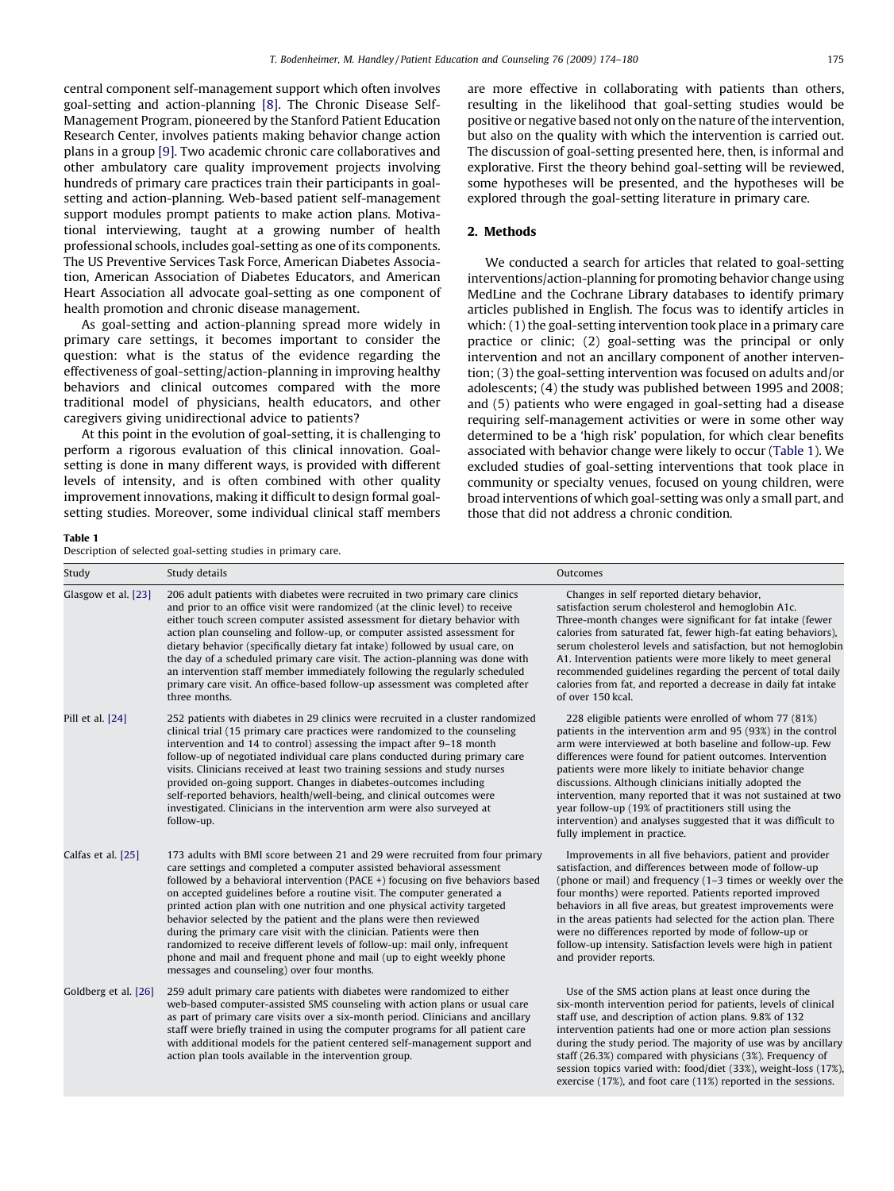central component self-management support which often involves goal-setting and action-planning [8]. The Chronic Disease Self-Management Program, pioneered by the Stanford Patient Education Research Center, involves patients making behavior change action plans in a group [9]. Two academic chronic care collaboratives and other ambulatory care quality improvement projects involving hundreds of primary care practices train their participants in goal-setting and action-planning. Web-based patient self-management support modules prompt patients to make action plans. Motivational interviewing, taught at a growing number of health professional schools, includes goal-setting as one of its components. The US Preventive Services Task Force, American Diabetes Association, American Association of Diabetes Educators, and American Heart Association all advocate goal-setting as one component of health promotion and chronic disease management.

As goal-setting and action-planning spread more widely in primary care settings, it becomes important to consider the question: what is the status of the evidence regarding the effectiveness of goal-setting/action-planning in improving healthy behaviors and clinical outcomes compared with the more traditional model of physicians, health educators, and other caregivers giving unidirectional advice to patients?

At this point in the evolution of goal-setting, it is challenging to perform a rigorous evaluation of this clinical innovation. Goal-setting is done in many different ways, is provided with different levels of intensity, and is often combined with other quality improvement innovations, making it difficult to design formal goal-setting studies. Moreover, some individual clinical staff members are more effective in collaborating with patients than others, resulting in the likelihood that goal-setting studies would be positive or negative based not only on the nature of the intervention, but also on the quality with which the intervention is carried out. The discussion of goal-setting presented here, then, is informal and explorative. First the theory behind goal-setting will be reviewed, some hypotheses will be presented, and the hypotheses will be explored through the goal-setting literature in primary care.

## 2. Methods

We conducted a search for articles that related to goal-setting interventions/action-planning for promoting behavior change using MedLine and the Cochrane Library databases to identify primary articles published in English. The focus was to identify articles in which: (1) the goal-setting intervention took place in a primary care practice or clinic; (2) goal-setting was the principal or only intervention and not an ancillary component of another intervention; (3) the goal-setting intervention was focused on adults and/or adolescents; (4) the study was published between 1995 and 2008; and (5) patients who were engaged in goal-setting had a disease requiring self-management activities or were in some other way determined to be a 'high risk' population, for which clear benefits associated with behavior change were likely to occur (Table 1). We excluded studies of goal-setting interventions that took place in community or specialty venues, focused on young children, were broad interventions of which goal-setting was only a small part, and those that did not address a chronic condition.

**Table 1**
Description of selected goal-setting studies in primary care.

| Study | Study details | Outcomes |
|---|---|---|
| Glasgow et al. [23] | 206 adult patients with diabetes were recruited in two primary care clinics and prior to an office visit were randomized (at the clinic level) to receive either touch screen computer assisted assessment for dietary behavior with action plan counseling and follow-up, or computer assisted assessment for dietary behavior (specifically dietary fat intake) followed by usual care, on the day of a scheduled primary care visit. The action-planning was done with an intervention staff member immediately following the regularly scheduled primary care visit. An office-based follow-up assessment was completed after three months. | Changes in self reported dietary behavior, satisfaction serum cholesterol and hemoglobin A1c. Three-month changes were significant for fat intake (fewer calories from saturated fat, fewer high-fat eating behaviors), serum cholesterol levels and satisfaction, but not hemoglobin A1. Intervention patients were more likely to meet general recommended guidelines regarding the percent of total daily calories from fat, and reported a decrease in daily fat intake of over 150 kcal. |
| Pill et al. [24] | 252 patients with diabetes in 29 clinics were recruited in a cluster randomized clinical trial (15 primary care practices were randomized to the counseling intervention and 14 to control) assessing the impact after 9–18 month follow-up of negotiated individual care plans conducted during primary care visits. Clinicians received at least two training sessions and study nurses provided on-going support. Changes in diabetes-outcomes including self-reported behaviors, health/well-being, and clinical outcomes were investigated. Clinicians in the intervention arm were also surveyed at follow-up. | 228 eligible patients were enrolled of whom 77 (81%) patients in the intervention arm and 95 (93%) in the control arm were interviewed at both baseline and follow-up. Few differences were found for patient outcomes. Intervention patients were more likely to initiate behavior change discussions. Although clinicians initially adopted the intervention, many reported that it was not sustained at two year follow-up (19% of practitioners still using the intervention) and analyses suggested that it was difficult to fully implement in practice. |
| Calfas et al. [25] | 173 adults with BMI score between 21 and 29 were recruited from four primary care settings and completed a computer assisted behavioral assessment followed by a behavioral intervention (PACE +) focusing on five behaviors based on accepted guidelines before a routine visit. The computer generated a printed action plan with one nutrition and one physical activity targeted behavior selected by the patient and the plans were then reviewed during the primary care visit with the clinician. Patients were then randomized to receive different levels of follow-up: mail only, infrequent phone and mail and frequent phone and mail (up to eight weekly phone messages and counseling) over four months. | Improvements in all five behaviors, patient and provider satisfaction, and differences between mode of follow-up (phone or mail) and frequency (1–3 times or weekly over the four months) were reported. Patients reported improved behaviors in all five areas, but greatest improvements were in the areas patients had selected for the action plan. There were no differences reported by mode of follow-up or follow-up intensity. Satisfaction levels were high in patient and provider reports. |
| Goldberg et al. [26] | 259 adult primary care patients with diabetes were randomized to either web-based computer-assisted SMS counseling with action plans or usual care as part of primary care visits over a six-month period. Clinicians and ancillary staff were briefly trained in using the computer programs for all patient care with additional models for the patient centered self-management support and action plan tools available in the intervention group. | Use of the SMS action plans at least once during the six-month intervention period for patients, levels of clinical staff use, and description of action plans. 9.8% of 132 intervention patients had one or more action plan sessions during the study period. The majority of use was by ancillary staff (26.3%) compared with physicians (3%). Frequency of session topics varied with: food/diet (33%), weight-loss (17%), exercise (17%), and foot care (11%) reported in the sessions. |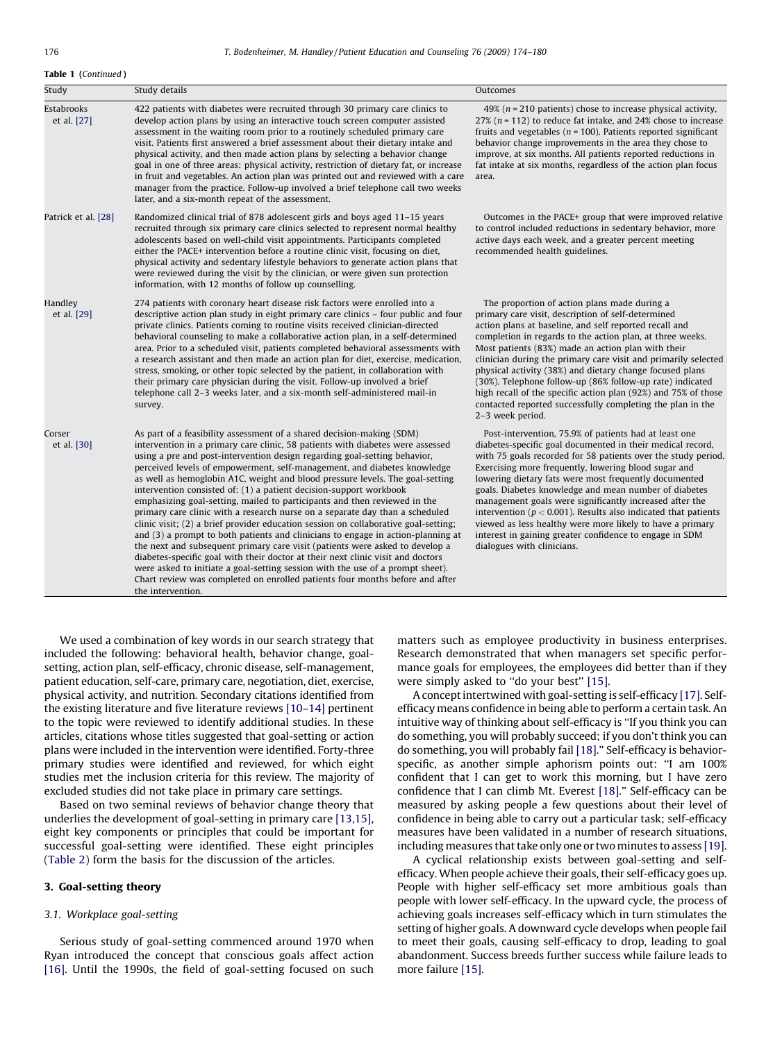**Table 1** (*Continued*)

| Study | Study details | Outcomes |
|---|---|---|
| Estabrooks et al. [27] | 422 patients with diabetes were recruited through 30 primary care clinics to develop action plans by using an interactive touch screen computer assisted assessment in the waiting room prior to a routinely scheduled primary care visit. Patients first answered a brief assessment about their dietary intake and physical activity, and then made action plans by selecting a behavior change goal in one of three areas: physical activity, restriction of dietary fat, or increase in fruit and vegetables. An action plan was printed out and reviewed with a care manager from the practice. Follow-up involved a brief telephone call two weeks later, and a six-month repeat of the assessment. | 49% ($n = 210$ patients) chose to increase physical activity, 27% ($n = 112$) to reduce fat intake, and 24% chose to increase fruits and vegetables ($n = 100$). Patients reported significant behavior change improvements in the area they chose to improve, at six months. All patients reported reductions in fat intake at six months, regardless of the action plan focus area. |
| Patrick et al. [28] | Randomized clinical trial of 878 adolescent girls and boys aged 11–15 years recruited through six primary care clinics selected to represent normal healthy adolescents based on well-child visit appointments. Participants completed either the PACE+ intervention before a routine clinic visit, focusing on diet, physical activity and sedentary lifestyle behaviors to generate action plans that were reviewed during the visit by the clinician, or were given sun protection information, with 12 months of follow up counselling. | Outcomes in the PACE+ group that were improved relative to control included reductions in sedentary behavior, more active days each week, and a greater percent meeting recommended health guidelines. |
| Handley et al. [29] | 274 patients with coronary heart disease risk factors were enrolled into a descriptive action plan study in eight primary care clinics – four public and four private clinics. Patients coming to routine visits received clinician-directed behavioural counseling to make a collaborative action plan, in a self-determined area. Prior to a scheduled visit, patients completed behavioral assessments with a research assistant and then made an action plan for diet, exercise, medication, stress, smoking, or other topic selected by the patient, in collaboration with their primary care physician during the visit. Follow-up involved a brief telephone call 2–3 weeks later, and a six-month self-administered mail-in survey. | The proportion of action plans made during a primary care visit, description of self-determined action plans at baseline, and self reported recall and completion in regards to the action plan, at three weeks. Most patients (83%) made an action plan with their clinician during the primary care visit and primarily selected physical activity (38%) and dietary change focused plans (30%). Telephone follow-up (86% follow-up rate) indicated high recall of the specific action plan (92%) and 75% of those contacted reported successfully completing the plan in the 2–3 week period. |
| Corser et al. [30] | As part of a feasibility assessment of a shared decision-making (SDM) intervention in a primary care clinic, 58 patients with diabetes were assessed using a pre and post-intervention design regarding goal-setting behavior, perceived levels of empowerment, self-management, and diabetes knowledge as well as hemoglobin A1C, weight and blood pressure levels. The goal-setting intervention consisted of: (1) a patient decision-support workbook emphasizing goal-setting, mailed to participants and then reviewed in the primary care clinic with a research nurse on a separate day than a scheduled clinic visit; (2) a brief provider education session on collaborative goal-setting; and (3) a prompt to both patients and clinicians to engage in action-planning at the next and subsequent primary care visit (patients were asked to develop a diabetes-specific goal with their doctor at their next clinic visit and doctors were asked to initiate a goal-setting session with the use of a prompt sheet). Chart review was completed on enrolled patients four months before and after the intervention. | Post-intervention, 75.9% of patients had at least one diabetes-specific goal documented in their medical record, with 75 goals recorded for 58 patients over the study period. Exercising more frequently, lowering blood sugar and lowering dietary fats were most frequently documented goals. Diabetes knowledge and mean number of diabetes management goals were significantly increased after the intervention ($p < 0.001$). Results also indicated that patients viewed as less healthy were more likely to have a primary interest in gaining greater confidence to engage in SDM dialogues with clinicians. |

We used a combination of key words in our search strategy that included the following: behavioral health, behavior change, goal-setting, action plan, self-efficacy, chronic disease, self-management, patient education, self-care, primary care, negotiation, diet, exercise, physical activity, and nutrition. Secondary citations identified from the existing literature and five literature reviews [10–14] pertinent to the topic were reviewed to identify additional studies. In these articles, citations whose titles suggested that goal-setting or action plans were included in the intervention were identified. Forty-three primary studies were identified and reviewed, for which eight studies met the inclusion criteria for this review. The majority of excluded studies did not take place in primary care settings.

Based on two seminal reviews of behavior change theory that underlies the development of goal-setting in primary care [13,15], eight key components or principles that could be important for successful goal-setting were identified. These eight principles (Table 2) form the basis for the discussion of the articles.

## 3. Goal-setting theory

### 3.1. Workplace goal-setting

Serious study of goal-setting commenced around 1970 when Ryan introduced the concept that conscious goals affect action [16]. Until the 1990s, the field of goal-setting focused on such matters such as employee productivity in business enterprises. Research demonstrated that when managers set specific performance goals for employees, the employees did better than if they were simply asked to "do your best" [15].

A concept intertwined with goal-setting is self-efficacy [17]. Self-efficacy means confidence in being able to perform a certain task. An intuitive way of thinking about self-efficacy is "If you think you can do something, you will probably succeed; if you don't think you can do something, you will probably fail [18]." Self-efficacy is behavior-specific, as another simple aphorism points out: "I am 100% confident that I can get to work this morning, but I have zero confidence that I can climb Mt. Everest [18]." Self-efficacy can be measured by asking people a few questions about their level of confidence in being able to carry out a particular task; self-efficacy measures have been validated in a number of research situations, including measures that take only one or two minutes to assess [19].

A cyclical relationship exists between goal-setting and self-efficacy. When people achieve their goals, their self-efficacy goes up. People with higher self-efficacy set more ambitious goals than people with lower self-efficacy. In the upward cycle, the process of achieving goals increases self-efficacy which in turn stimulates the setting of higher goals. A downward cycle develops when people fail to meet their goals, causing self-efficacy to drop, leading to goal abandonment. Success breeds further success while failure leads to more failure [15].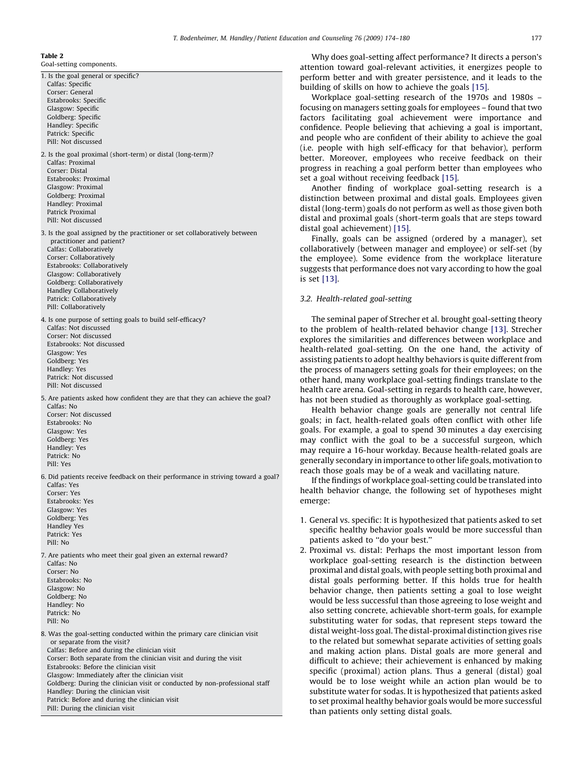**Table 2**
Goal-setting components.

1. Is the goal general or specific?
   Calfas: Specific
   Corser: General
   Estabrooks: Specific
   Glasgow: Specific
   Goldberg: Specific
   Handley: Specific
   Patrick: Specific
   Pill: Not discussed

2. Is the goal proximal (short-term) or distal (long-term)?
   Calfas: Proximal
   Corser: Distal
   Estabrooks: Proximal
   Glasgow: Proximal
   Goldberg: Proximal
   Handley: Proximal
   Patrick Proximal
   Pill: Not discussed

3. Is the goal assigned by the practitioner or set collaboratively between practitioner and patient?
   Calfas: Collaboratively
   Corser: Collaboratively
   Estabrooks: Collaboratively
   Glasgow: Collaboratively
   Goldberg: Collaboratively
   Handley Collaboratively
   Patrick: Collaboratively
   Pill: Collaboratively

4. Is one purpose of setting goals to build self-efficacy?
   Calfas: Not discussed
   Corser: Not discussed
   Estabrooks: Not discussed
   Glasgow: Yes
   Goldberg: Yes
   Handley: Yes
   Patrick: Not discussed
   Pill: Not discussed

5. Are patients asked how confident they are that they can achieve the goal?
   Calfas: No
   Corser: Not discussed
   Estabrooks: No
   Glasgow: Yes
   Goldberg: Yes
   Handley: Yes
   Patrick: No
   Pill: Yes

6. Did patients receive feedback on their performance in striving toward a goal?
   Calfas: Yes
   Corser: Yes
   Estabrooks: Yes
   Glasgow: Yes
   Goldberg: Yes
   Handley Yes
   Patrick: Yes
   Pill: No

7. Are patients who meet their goal given an external reward?
   Calfas: No
   Corser: No
   Estabrooks: No
   Glasgow: No
   Goldberg: No
   Handley: No
   Patrick: No
   Pill: No

8. Was the goal-setting conducted within the primary care clinician visit or separate from the visit?
   Calfas: Before and during the clinician visit
   Corser: Both separate from the clinician visit and during the visit
   Estabrooks: Before the clinician visit
   Glasgow: Immediately after the clinician visit
   Goldberg: During the clinician visit or conducted by non-professional staff
   Handley: During the clinician visit
   Patrick: Before and during the clinician visit
   Pill: During the clinician visit

Why does goal-setting affect performance? It directs a person's attention toward goal-relevant activities, it energizes people to perform better and with greater persistence, and it leads to the building of skills on how to achieve the goals [15].

Workplace goal-setting research of the 1970s and 1980s – focusing on managers setting goals for employees – found that two factors facilitating goal achievement were importance and confidence. People believing that achieving a goal is important, and people who are confident of their ability to achieve the goal (i.e. people with high self-efficacy for that behavior), perform better. Moreover, employees who receive feedback on their progress in reaching a goal perform better than employees who set a goal without receiving feedback [15].

Another finding of workplace goal-setting research is a distinction between proximal and distal goals. Employees given distal (long-term) goals do not perform as well as those given both distal and proximal goals (short-term goals that are steps toward distal goal achievement) [15].

Finally, goals can be assigned (ordered by a manager), set collaboratively (between manager and employee) or self-set (by the employee). Some evidence from the workplace literature suggests that performance does not vary according to how the goal is set [13].

### 3.2. Health-related goal-setting

The seminal paper of Strecher et al. brought goal-setting theory to the problem of health-related behavior change [13]. Strecher explores the similarities and differences between workplace and health-related goal-setting. On the one hand, the activity of assisting patients to adopt healthy behaviors is quite different from the process of managers setting goals for their employees; on the other hand, many workplace goal-setting findings translate to the health care arena. Goal-setting in regards to health care, however, has not been studied as thoroughly as workplace goal-setting.

Health behavior change goals are generally not central life goals; in fact, health-related goals often conflict with other life goals. For example, a goal to spend 30 minutes a day exercising may conflict with the goal to be a successful surgeon, which may require a 16-hour workday. Because health-related goals are generally secondary in importance to other life goals, motivation to reach those goals may be of a weak and vacillating nature.

If the findings of workplace goal-setting could be translated into health behavior change, the following set of hypotheses might emerge:

1. General vs. specific: It is hypothesized that patients asked to set specific healthy behavior goals would be more successful than patients asked to "do your best."
2. Proximal vs. distal: Perhaps the most important lesson from workplace goal-setting research is the distinction between proximal and distal goals, with people setting both proximal and distal goals performing better. If this holds true for health behavior change, then patients setting a goal to lose weight would be less successful than those agreeing to lose weight and also setting concrete, achievable short-term goals, for example substituting water for sodas, that represent steps toward the distal weight-loss goal. The distal-proximal distinction gives rise to the related but somewhat separate activities of setting goals and making action plans. Distal goals are more general and difficult to achieve; their achievement is enhanced by making specific (proximal) action plans. Thus a general (distal) goal would be to lose weight while an action plan would be to substitute water for sodas. It is hypothesized that patients asked to set proximal healthy behavior goals would be more successful than patients only setting distal goals.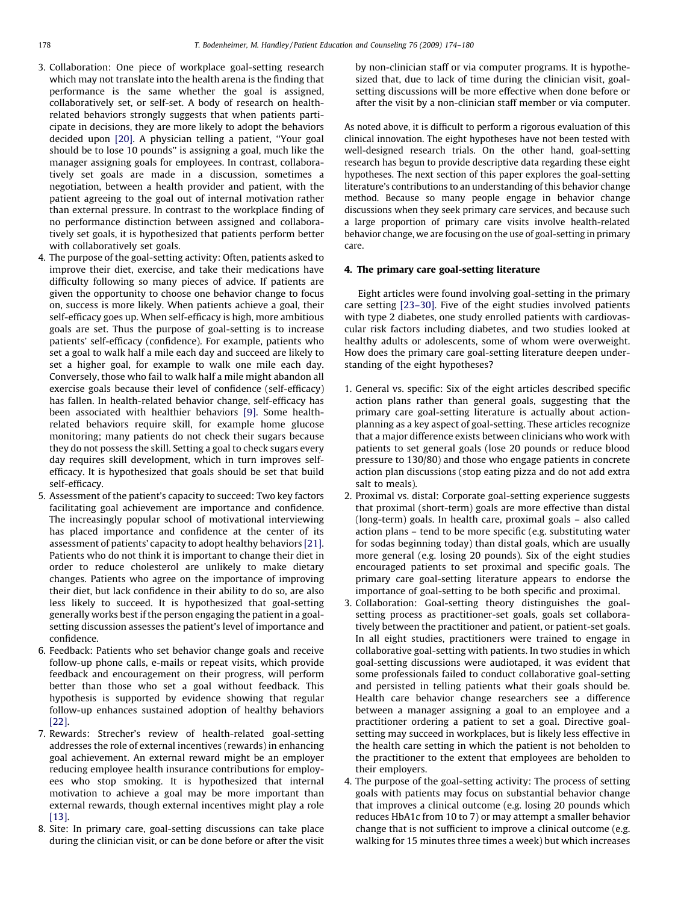3. Collaboration: One piece of workplace goal-setting research which may not translate into the health arena is the finding that performance is the same whether the goal is assigned, collaboratively set, or self-set. A body of research on health-related behaviors strongly suggests that when patients participate in decisions, they are more likely to adopt the behaviors decided upon [20]. A physician telling a patient, "Your goal should be to lose 10 pounds" is assigning a goal, much like the manager assigning goals for employees. In contrast, collaboratively set goals are made in a discussion, sometimes a negotiation, between a health provider and patient, with the patient agreeing to the goal out of internal motivation rather than external pressure. In contrast to the workplace finding of no performance distinction between assigned and collaboratively set goals, it is hypothesized that patients perform better with collaboratively set goals.
4. The purpose of the goal-setting activity: Often, patients asked to improve their diet, exercise, and take their medications have difficulty following so many pieces of advice. If patients are given the opportunity to choose one behavior change to focus on, success is more likely. When patients achieve a goal, their self-efficacy goes up. When self-efficacy is high, more ambitious goals are set. Thus the purpose of goal-setting is to increase patients' self-efficacy (confidence). For example, patients who set a goal to walk half a mile each day and succeed are likely to set a higher goal, for example to walk one mile each day. Conversely, those who fail to walk half a mile might abandon all exercise goals because their level of confidence (self-efficacy) has fallen. In health-related behavior change, self-efficacy has been associated with healthier behaviors [9]. Some health-related behaviors require skill, for example home glucose monitoring; many patients do not check their sugars because they do not possess the skill. Setting a goal to check sugars every day requires skill development, which in turn improves self-efficacy. It is hypothesized that goals should be set that build self-efficacy.
5. Assessment of the patient's capacity to succeed: Two key factors facilitating goal achievement are importance and confidence. The increasingly popular school of motivational interviewing has placed importance and confidence at the center of its assessment of patients' capacity to adopt healthy behaviors [21]. Patients who do not think it is important to change their diet in order to reduce cholesterol are unlikely to make dietary changes. Patients who agree on the importance of improving their diet, but lack confidence in their ability to do so, are also less likely to succeed. It is hypothesized that goal-setting generally works best if the person engaging the patient in a goal-setting discussion assesses the patient's level of importance and confidence.
6. Feedback: Patients who set behavior change goals and receive follow-up phone calls, e-mails or repeat visits, which provide feedback and encouragement on their progress, will perform better than those who set a goal without feedback. This hypothesis is supported by evidence showing that regular follow-up enhances sustained adoption of healthy behaviors [22].
7. Rewards: Strecher's review of health-related goal-setting addresses the role of external incentives (rewards) in enhancing goal achievement. An external reward might be an employer reducing employee health insurance contributions for employees who stop smoking. It is hypothesized that internal motivation to achieve a goal may be more important than external rewards, though external incentives might play a role [13].
8. Site: In primary care, goal-setting discussions can take place during the clinician visit, or can be done before or after the visit by non-clinician staff or via computer programs. It is hypothesized that, due to lack of time during the clinician visit, goal-setting discussions will be more effective when done before or after the visit by a non-clinician staff member or via computer.

As noted above, it is difficult to perform a rigorous evaluation of this clinical innovation. The eight hypotheses have not been tested with well-designed research trials. On the other hand, goal-setting research has begun to provide descriptive data regarding these eight hypotheses. The next section of this paper explores the goal-setting literature's contributions to an understanding of this behavior change method. Because so many people engage in behavior change discussions when they seek primary care services, and because such a large proportion of primary care visits involve health-related behavior change, we are focusing on the use of goal-setting in primary care.

## 4. The primary care goal-setting literature

Eight articles were found involving goal-setting in the primary care setting [23–30]. Five of the eight studies involved patients with type 2 diabetes, one study enrolled patients with cardiovascular risk factors including diabetes, and two studies looked at healthy adults or adolescents, some of whom were overweight. How does the primary care goal-setting literature deepen understanding of the eight hypotheses?

1. General vs. specific: Six of the eight articles described specific action plans rather than general goals, suggesting that the primary care goal-setting literature is actually about action-planning as a key aspect of goal-setting. These articles recognize that a major difference exists between clinicians who work with patients to set general goals (lose 20 pounds or reduce blood pressure to 130/80) and those who engage patients in concrete action plan discussions (stop eating pizza and do not add extra salt to meals).
2. Proximal vs. distal: Corporate goal-setting experience suggests that proximal (short-term) goals are more effective than distal (long-term) goals. In health care, proximal goals – also called action plans – tend to be more specific (e.g. substituting water for sodas beginning today) than distal goals, which are usually more general (e.g. losing 20 pounds). Six of the eight studies encouraged patients to set proximal and specific goals. The primary care goal-setting literature appears to endorse the importance of goal-setting to be both specific and proximal.
3. Collaboration: Goal-setting theory distinguishes the goal-setting process as practitioner-set goals, goals set collaboratively between the practitioner and patient, or patient-set goals. In all eight studies, practitioners were trained to engage in collaborative goal-setting with patients. In two studies in which goal-setting discussions were audiotaped, it was evident that some professionals failed to conduct collaborative goal-setting and persisted in telling patients what their goals should be. Health care behavior change researchers see a difference between a manager assigning a goal to an employee and a practitioner ordering a patient to set a goal. Directive goal-setting may succeed in workplaces, but is likely less effective in the health care setting in which the patient is not beholden to the practitioner to the extent that employees are beholden to their employers.
4. The purpose of the goal-setting activity: The process of setting goals with patients may focus on substantial behavior change that improves a clinical outcome (e.g. losing 20 pounds which reduces HbA1c from 10 to 7) or may attempt a smaller behavior change that is not sufficient to improve a clinical outcome (e.g. walking for 15 minutes three times a week) but which increases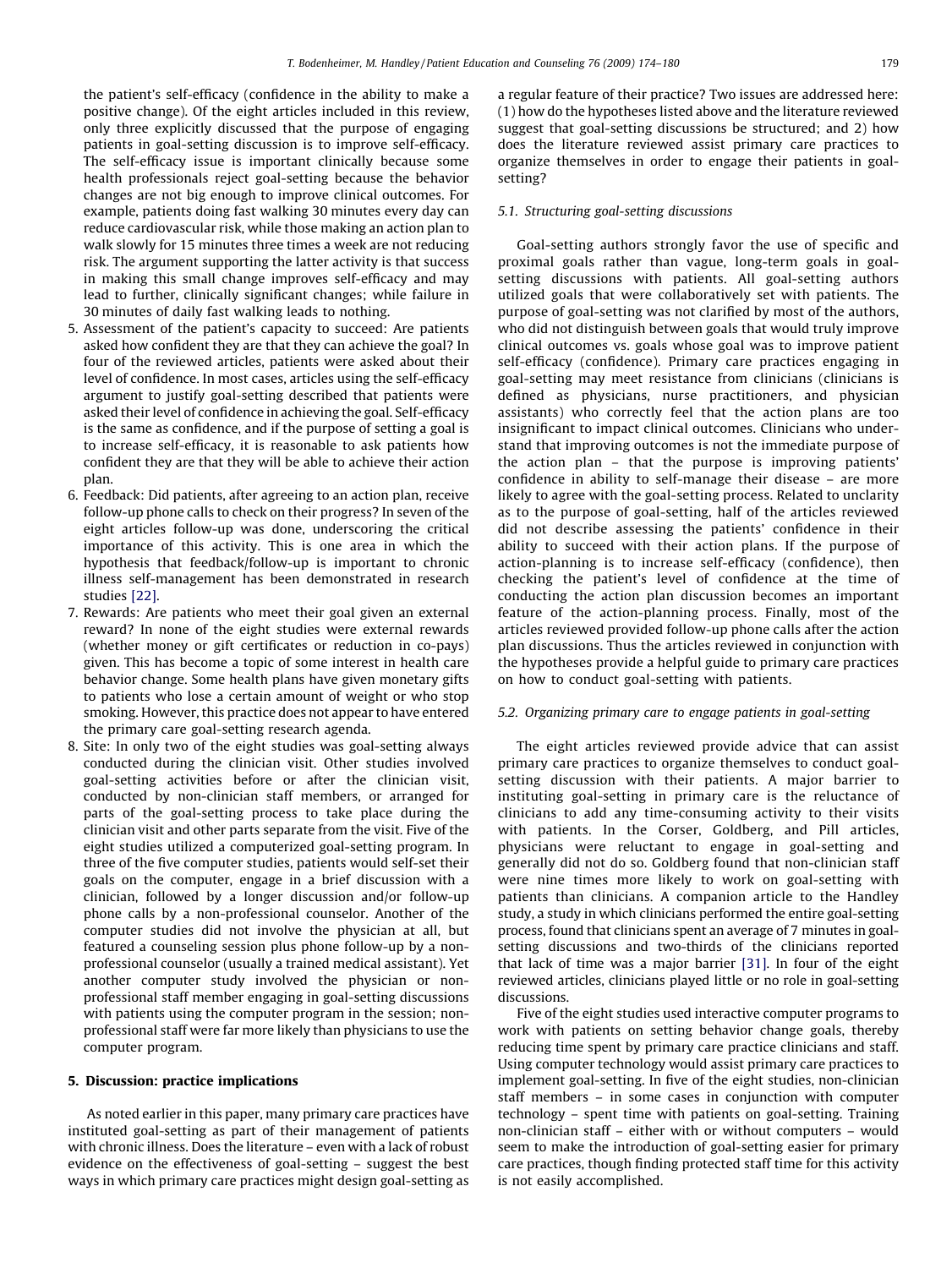the patient's self-efficacy (confidence in the ability to make a positive change). Of the eight articles included in this review, only three explicitly discussed that the purpose of engaging patients in goal-setting discussion is to improve self-efficacy. The self-efficacy issue is important clinically because some health professionals reject goal-setting because the behavior changes are not big enough to improve clinical outcomes. For example, patients doing fast walking 30 minutes every day can reduce cardiovascular risk, while those making an action plan to walk slowly for 15 minutes three times a week are not reducing risk. The argument supporting the latter activity is that success in making this small change improves self-efficacy and may lead to further, clinically significant changes; while failure in 30 minutes of daily fast walking leads to nothing.

5. Assessment of the patient's capacity to succeed: Are patients asked how confident they are that they can achieve the goal? In four of the reviewed articles, patients were asked about their level of confidence. In most cases, articles using the self-efficacy argument to justify goal-setting described that patients were asked their level of confidence in achieving the goal. Self-efficacy is the same as confidence, and if the purpose of setting a goal is to increase self-efficacy, it is reasonable to ask patients how confident they are that they will be able to achieve their action plan.
6. Feedback: Did patients, after agreeing to an action plan, receive follow-up phone calls to check on their progress? In seven of the eight articles follow-up was done, underscoring the critical importance of this activity. This is one area in which the hypothesis that feedback/follow-up is important to chronic illness self-management has been demonstrated in research studies [22].
7. Rewards: Are patients who meet their goal given an external reward? In none of the eight studies were external rewards (whether money or gift certificates or reduction in co-pays) given. This has become a topic of some interest in health care behavior change. Some health plans have given monetary gifts to patients who lose a certain amount of weight or who stop smoking. However, this practice does not appear to have entered the primary care goal-setting research agenda.
8. Site: In only two of the eight studies was goal-setting always conducted during the clinician visit. Other studies involved goal-setting activities before or after the clinician visit, conducted by non-clinician staff members, or arranged for parts of the goal-setting process to take place during the clinician visit and other parts separate from the visit. Five of the eight studies utilized a computerized goal-setting program. In three of the five computer studies, patients would self-set their goals on the computer, engage in a brief discussion with a clinician, followed by a longer discussion and/or follow-up phone calls by a non-professional counselor. Another of the computer studies did not involve the physician at all, but featured a counseling session plus phone follow-up by a non-professional counselor (usually a trained medical assistant). Yet another computer study involved the physician or non-professional staff member engaging in goal-setting discussions with patients using the computer program in the session; non-professional staff were far more likely than physicians to use the computer program.

## 5. Discussion: practice implications

As noted earlier in this paper, many primary care practices have instituted goal-setting as part of their management of patients with chronic illness. Does the literature – even with a lack of robust evidence on the effectiveness of goal-setting – suggest the best ways in which primary care practices might design goal-setting as a regular feature of their practice? Two issues are addressed here: (1) how do the hypotheses listed above and the literature reviewed suggest that goal-setting discussions be structured; and 2) how does the literature reviewed assist primary care practices to organize themselves in order to engage their patients in goal-setting?

### 5.1. Structuring goal-setting discussions

Goal-setting authors strongly favor the use of specific and proximal goals rather than vague, long-term goals in goal-setting discussions with patients. All goal-setting authors utilized goals that were collaboratively set with patients. The purpose of goal-setting was not clarified by most of the authors, who did not distinguish between goals that would truly improve clinical outcomes vs. goals whose goal was to improve patient self-efficacy (confidence). Primary care practices engaging in goal-setting may meet resistance from clinicians (clinicians is defined as physicians, nurse practitioners, and physician assistants) who correctly feel that the action plans are too insignificant to impact clinical outcomes. Clinicians who understand that improving outcomes is not the immediate purpose of the action plan – that the purpose is improving patients' confidence in ability to self-manage their disease – are more likely to agree with the goal-setting process. Related to unclarity as to the purpose of goal-setting, half of the articles reviewed did not describe assessing the patients' confidence in their ability to succeed with their action plans. If the purpose of action-planning is to increase self-efficacy (confidence), then checking the patient's level of confidence at the time of conducting the action plan discussion becomes an important feature of the action-planning process. Finally, most of the articles reviewed provided follow-up phone calls after the action plan discussions. Thus the articles reviewed in conjunction with the hypotheses provide a helpful guide to primary care practices on how to conduct goal-setting with patients.

### 5.2. Organizing primary care to engage patients in goal-setting

The eight articles reviewed provide advice that can assist primary care practices to organize themselves to conduct goal-setting discussion with their patients. A major barrier to instituting goal-setting in primary care is the reluctance of clinicians to add any time-consuming activity to their visits with patients. In the Corser, Goldberg, and Pill articles, physicians were reluctant to engage in goal-setting and generally did not do so. Goldberg found that non-clinician staff were nine times more likely to work on goal-setting with patients than clinicians. A companion article to the Handley study, a study in which clinicians performed the entire goal-setting process, found that clinicians spent an average of 7 minutes in goal-setting discussions and two-thirds of the clinicians reported that lack of time was a major barrier [31]. In four of the eight reviewed articles, clinicians played little or no role in goal-setting discussions.

Five of the eight studies used interactive computer programs to work with patients on setting behavior change goals, thereby reducing time spent by primary care practice clinicians and staff. Using computer technology would assist primary care practices to implement goal-setting. In five of the eight studies, non-clinician staff members – in some cases in conjunction with computer technology – spent time with patients on goal-setting. Training non-clinician staff – either with or without computers – would seem to make the introduction of goal-setting easier for primary care practices, though finding protected staff time for this activity is not easily accomplished.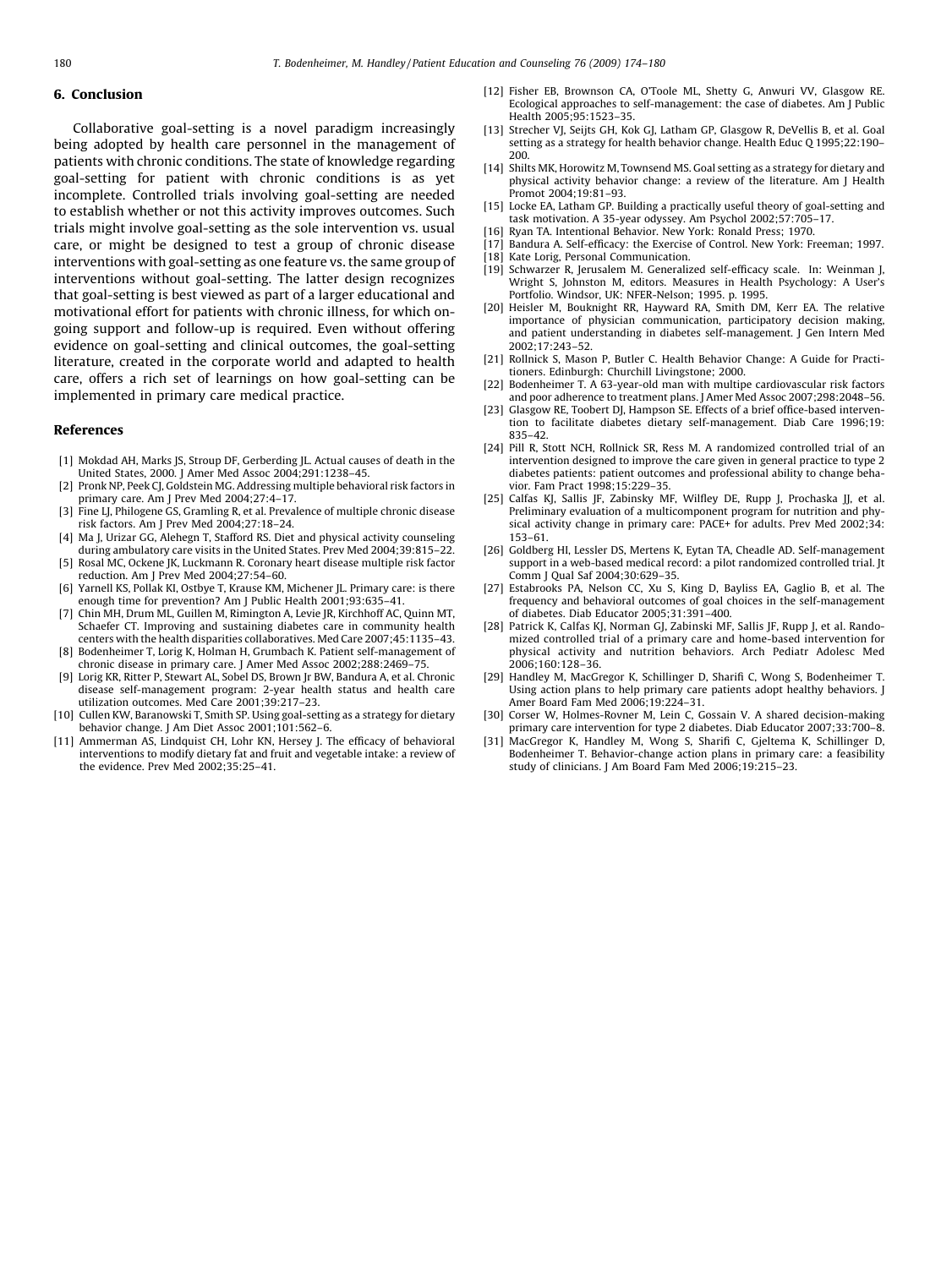## 6. Conclusion

Collaborative goal-setting is a novel paradigm increasingly being adopted by health care personnel in the management of patients with chronic conditions. The state of knowledge regarding goal-setting for patient with chronic conditions is as yet incomplete. Controlled trials involving goal-setting are needed to establish whether or not this activity improves outcomes. Such trials might involve goal-setting as the sole intervention vs. usual care, or might be designed to test a group of chronic disease interventions with goal-setting as one feature vs. the same group of interventions without goal-setting. The latter design recognizes that goal-setting is best viewed as part of a larger educational and motivational effort for patients with chronic illness, for which ongoing support and follow-up is required. Even without offering evidence on goal-setting and clinical outcomes, the goal-setting literature, created in the corporate world and adapted to health care, offers a rich set of learnings on how goal-setting can be implemented in primary care medical practice.

## References

[1] Mokdad AH, Marks JS, Stroup DF, Gerberding JL. Actual causes of death in the United States, 2000. J Amer Med Assoc 2004;291:1238–45.

[2] Pronk NP, Peek CJ, Goldstein MG. Addressing multiple behavioral risk factors in primary care. Am J Prev Med 2004;27:4–17.

[3] Fine LJ, Philogene GS, Gramling R, et al. Prevalence of multiple chronic disease risk factors. Am J Prev Med 2004;27:18–24.

[4] Ma J, Urizar GG, Alehegn T, Stafford RS. Diet and physical activity counseling during ambulatory care visits in the United States. Prev Med 2004;39:815–22.

[5] Rosal MC, Ockene JK, Luckmann R. Coronary heart disease multiple risk factor reduction. Am J Prev Med 2004;27:54–60.

[6] Yarnell KS, Pollak KI, Ostbye T, Krause KM, Michener JL. Primary care: is there enough time for prevention? Am J Public Health 2001;93:635–41.

[7] Chin MH, Drum ML, Guillen M, Rimington A, Levie JR, Kirchhoff AC, Quinn MT, Schaefer CT. Improving and sustaining diabetes care in community health centers with the health disparities collaboratives. Med Care 2007;45:1135–43.

[8] Bodenheimer T, Lorig K, Holman H, Grumbach K. Patient self-management of chronic disease in primary care. J Amer Med Assoc 2002;288:2469–75.

[9] Lorig KR, Ritter P, Stewart AL, Sobel DS, Brown Jr BW, Bandura A, et al. Chronic disease self-management program: 2-year health status and health care utilization outcomes. Med Care 2001;39:217–23.

[10] Cullen KW, Baranowski T, Smith SP. Using goal-setting as a strategy for dietary behavior change. J Am Diet Assoc 2001;101:562–6.

[11] Ammerman AS, Lindquist CH, Lohr KN, Hersey J. The efficacy of behavioral interventions to modify dietary fat and fruit and vegetable intake: a review of the evidence. Prev Med 2002;35:25–41.

[12] Fisher EB, Brownson CA, O'Toole ML, Shetty G, Anwuri VV, Glasgow RE. Ecological approaches to self-management: the case of diabetes. Am J Public Health 2005;95:1523–35.

[13] Strecher VJ, Seijts GH, Kok GJ, Latham GP, Glasgow R, DeVellis B, et al. Goal setting as a strategy for health behavior change. Health Educ Q 1995;22:190–200.

[14] Shilts MK, Horowitz M, Townsend MS. Goal setting as a strategy for dietary and physical activity behavior change: a review of the literature. Am J Health Promot 2004;19:81–93.

[15] Locke EA, Latham GP. Building a practically useful theory of goal-setting and task motivation. A 35-year odyssey. Am Psychol 2002;57:705–17.

[16] Ryan TA. Intentional Behavior. New York: Ronald Press; 1970.

[17] Bandura A. Self-efficacy: the Exercise of Control. New York: Freeman; 1997.

[18] Kate Lorig, Personal Communication.

[19] Schwarzer R, Jerusalem M. Generalized self-efficacy scale. In: Weinman J, Wright S, Johnston M, editors. Measures in Health Psychology: A User's Portfolio. Windsor, UK: NFER-Nelson; 1995. p. 1995.

[20] Heisler M, Bouknight RR, Hayward RA, Smith DM, Kerr EA. The relative importance of physician communication, participatory decision making, and patient understanding in diabetes self-management. J Gen Intern Med 2002;17:243–52.

[21] Rollnick S, Mason P, Butler C. Health Behavior Change: A Guide for Practitioners. Edinburgh: Churchill Livingstone; 2000.

[22] Bodenheimer T. A 63-year-old man with multiple cardiovascular risk factors and poor adherence to treatment plans. J Amer Med Assoc 2007;298:2048–56.

[23] Glasgow RE, Toobert DJ, Hampson SE. Effects of a brief office-based intervention to facilitate diabetes dietary self-management. Diab Care 1996;19: 835–42.

[24] Pill R, Stott NCH, Rollnick SR, Ress M. A randomized controlled trial of an intervention designed to improve the care given in general practice to type 2 diabetes patients: patient outcomes and professional ability to change behavior. Fam Pract 1998;15:229–35.

[25] Calfas KJ, Sallis JF, Zabinsky MF, Wilfley DE, Rupp J, Prochaska JJ, et al. Preliminary evaluation of a multicomponent program for nutrition and physical activity change in primary care: PACE+ for adults. Prev Med 2002;34: 153–61.

[26] Goldberg HI, Lessler DS, Mertens K, Eytan TA, Cheadle AD. Self-management support in a web-based medical record: a pilot randomized controlled trial. Jt Comm J Qual Saf 2004;30:629–35.

[27] Estabrooks PA, Nelson CC, Xu S, King D, Bayliss EA, Gaglio B, et al. The frequency and behavioral outcomes of goal choices in the self-management of diabetes. Diab Educator 2005;31:391–400.

[28] Patrick K, Calfas KJ, Norman GJ, Zabinski MF, Sallis JF, Rupp J, et al. Randomized controlled trial of a primary care and home-based intervention for physical activity and nutrition behaviors. Arch Pediatr Adolesc Med 2006;160:128–36.

[29] Handley M, MacGregor K, Schillinger D, Sharifi C, Wong S, Bodenheimer T. Using action plans to help primary care patients adopt healthy behaviors. J Amer Board Fam Med 2006;19:224–31.

[30] Corser W, Holmes-Rovner M, Lein C, Gossain V. A shared decision-making primary care intervention for type 2 diabetes. Diab Educator 2007;33:700–8.

[31] MacGregor K, Handley M, Wong S, Sharifi C, Gjeltema K, Schillinger D, Bodenheimer T. Behavior-change action plans in primary care: a feasibility study of clinicians. J Am Board Fam Med 2006;19:215–23.